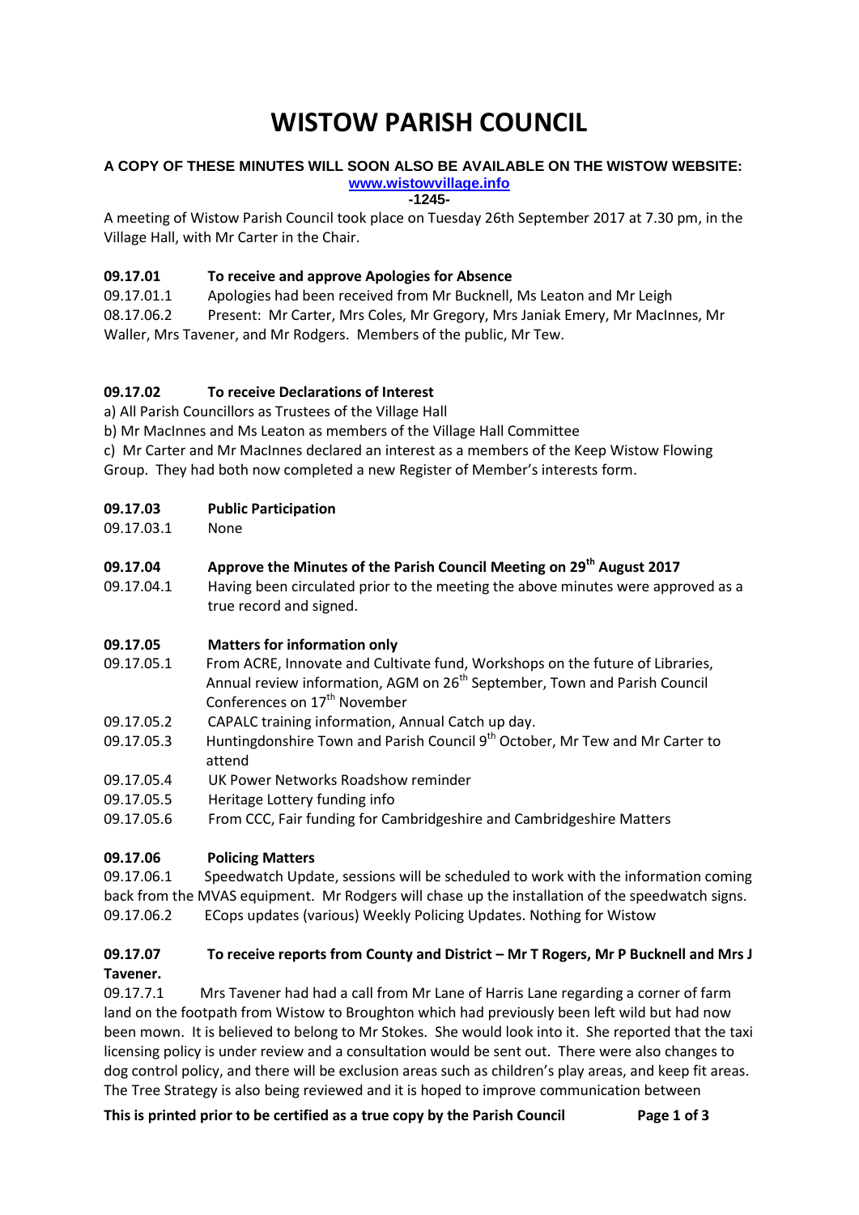# WISTOW PARISH COUNCIL

**A COPY OF THESE MINUTES WILL SOON ALSO BE AVAILABLE ON THE WISTOW WEBSITE:**
**www.wistowvillage.info**

**-1245-**

A meeting of Wistow Parish Council took place on Tuesday 26th September 2017 at 7.30 pm, in the Village Hall, with Mr Carter in the Chair.

**09.17.01 To receive and approve Apologies for Absence**

09.17.01.1 Apologies had been received from Mr Bucknell, Ms Leaton and Mr Leigh

08.17.06.2 Present: Mr Carter, Mrs Coles, Mr Gregory, Mrs Janiak Emery, Mr MacInnes, Mr Waller, Mrs Tavener, and Mr Rodgers. Members of the public, Mr Tew.

**09.17.02 To receive Declarations of Interest**

a) All Parish Councillors as Trustees of the Village Hall

b) Mr MacInnes and Ms Leaton as members of the Village Hall Committee

c) Mr Carter and Mr MacInnes declared an interest as a members of the Keep Wistow Flowing Group. They had both now completed a new Register of Member's interests form.

**09.17.03 Public Participation**

09.17.03.1 None

**09.17.04 Approve the Minutes of the Parish Council Meeting on 29th August 2017**

09.17.04.1 Having been circulated prior to the meeting the above minutes were approved as a true record and signed.

**09.17.05 Matters for information only**

09.17.05.1 From ACRE, Innovate and Cultivate fund, Workshops on the future of Libraries, Annual review information, AGM on 26th September, Town and Parish Council Conferences on 17th November

09.17.05.2 CAPALC training information, Annual Catch up day.

09.17.05.3 Huntingdonshire Town and Parish Council 9th October, Mr Tew and Mr Carter to attend

09.17.05.4 UK Power Networks Roadshow reminder

09.17.05.5 Heritage Lottery funding info

09.17.05.6 From CCC, Fair funding for Cambridgeshire and Cambridgeshire Matters

**09.17.06 Policing Matters**

09.17.06.1 Speedwatch Update, sessions will be scheduled to work with the information coming back from the MVAS equipment. Mr Rodgers will chase up the installation of the speedwatch signs.

09.17.06.2 ECops updates (various) Weekly Policing Updates. Nothing for Wistow

**09.17.07 To receive reports from County and District – Mr T Rogers, Mr P Bucknell and Mrs J Tavener.**

09.17.7.1 Mrs Tavener had had a call from Mr Lane of Harris Lane regarding a corner of farm land on the footpath from Wistow to Broughton which had previously been left wild but had now been mown. It is believed to belong to Mr Stokes. She would look into it. She reported that the taxi licensing policy is under review and a consultation would be sent out. There were also changes to dog control policy, and there will be exclusion areas such as children's play areas, and keep fit areas. The Tree Strategy is also being reviewed and it is hoped to improve communication between

**This is printed prior to be certified as a true copy by the Parish Council**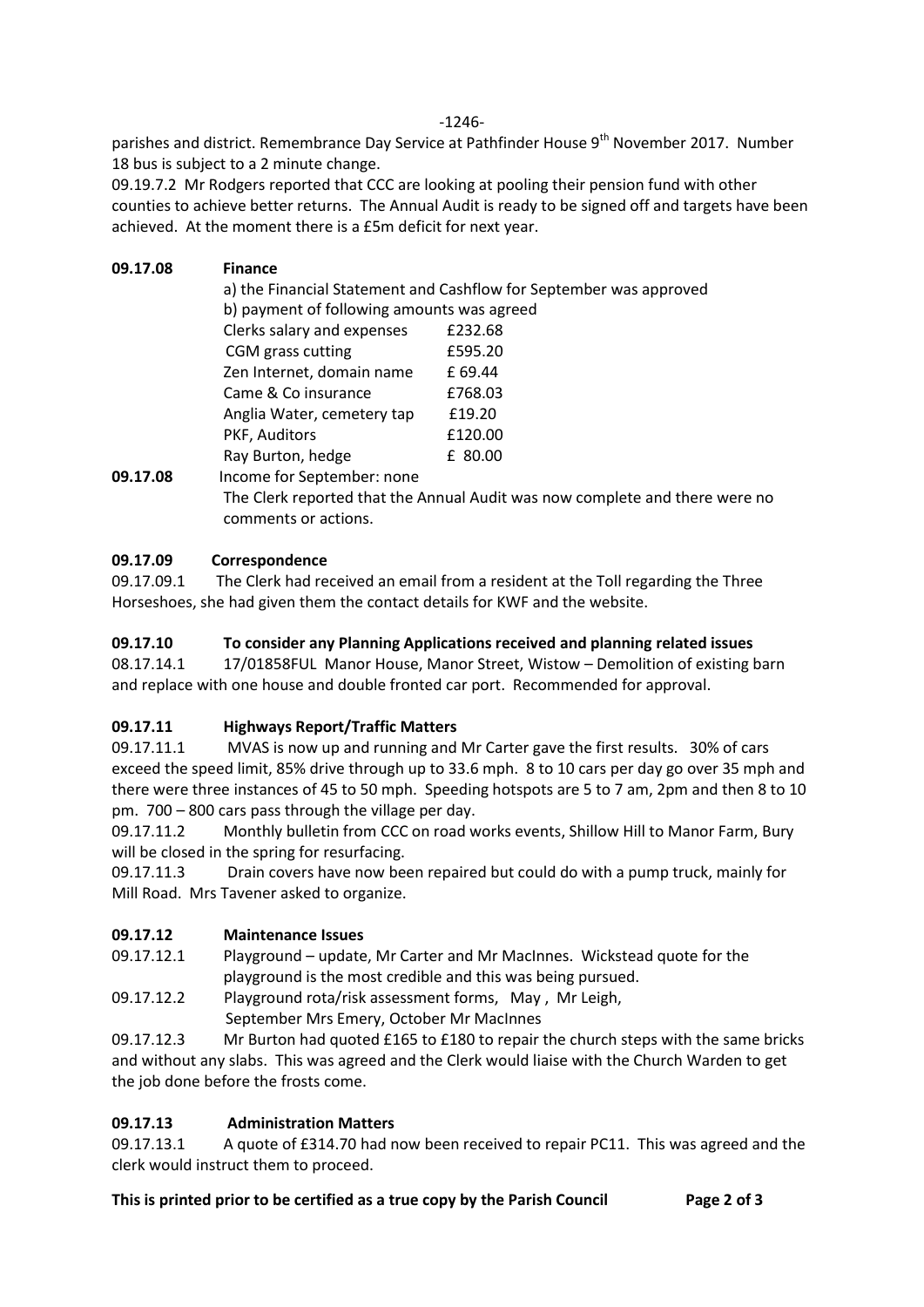parishes and district. Remembrance Day Service at Pathfinder House 9th November 2017. Number 18 bus is subject to a 2 minute change.

09.19.7.2 Mr Rodgers reported that CCC are looking at pooling their pension fund with other counties to achieve better returns. The Annual Audit is ready to be signed off and targets have been achieved. At the moment there is a £5m deficit for next year.

**09.17.08 Finance**

a) the Financial Statement and Cashflow for September was approved

b) payment of following amounts was agreed

| | |
|---|---|
| Clerks salary and expenses | £232.68 |
| CGM grass cutting | £595.20 |
| Zen Internet, domain name | £ 69.44 |
| Came & Co insurance | £768.03 |
| Anglia Water, cemetery tap | £19.20 |
| PKF, Auditors | £120.00 |
| Ray Burton, hedge | £ 80.00 |

**09.17.08** Income for September: none

The Clerk reported that the Annual Audit was now complete and there were no comments or actions.

**09.17.09 Correspondence**

09.17.09.1 The Clerk had received an email from a resident at the Toll regarding the Three Horseshoes, she had given them the contact details for KWF and the website.

**09.17.10 To consider any Planning Applications received and planning related issues**

08.17.14.1 17/01858FUL Manor House, Manor Street, Wistow – Demolition of existing barn and replace with one house and double fronted car port. Recommended for approval.

**09.17.11 Highways Report/Traffic Matters**

09.17.11.1 MVAS is now up and running and Mr Carter gave the first results. 30% of cars exceed the speed limit, 85% drive through up to 33.6 mph. 8 to 10 cars per day go over 35 mph and there were three instances of 45 to 50 mph. Speeding hotspots are 5 to 7 am, 2pm and then 8 to 10 pm. 700 – 800 cars pass through the village per day.

09.17.11.2 Monthly bulletin from CCC on road works events, Shillow Hill to Manor Farm, Bury will be closed in the spring for resurfacing.

09.17.11.3 Drain covers have now been repaired but could do with a pump truck, mainly for Mill Road. Mrs Tavener asked to organize.

**09.17.12 Maintenance Issues**

09.17.12.1 Playground – update, Mr Carter and Mr MacInnes. Wickstead quote for the playground is the most credible and this was being pursued.

09.17.12.2 Playground rota/risk assessment forms, May , Mr Leigh, September Mrs Emery, October Mr MacInnes

09.17.12.3 Mr Burton had quoted £165 to £180 to repair the church steps with the same bricks and without any slabs. This was agreed and the Clerk would liaise with the Church Warden to get the job done before the frosts come.

**09.17.13 Administration Matters**

09.17.13.1 A quote of £314.70 had now been received to repair PC11. This was agreed and the clerk would instruct them to proceed.

**This is printed prior to be certified as a true copy by the Parish Council**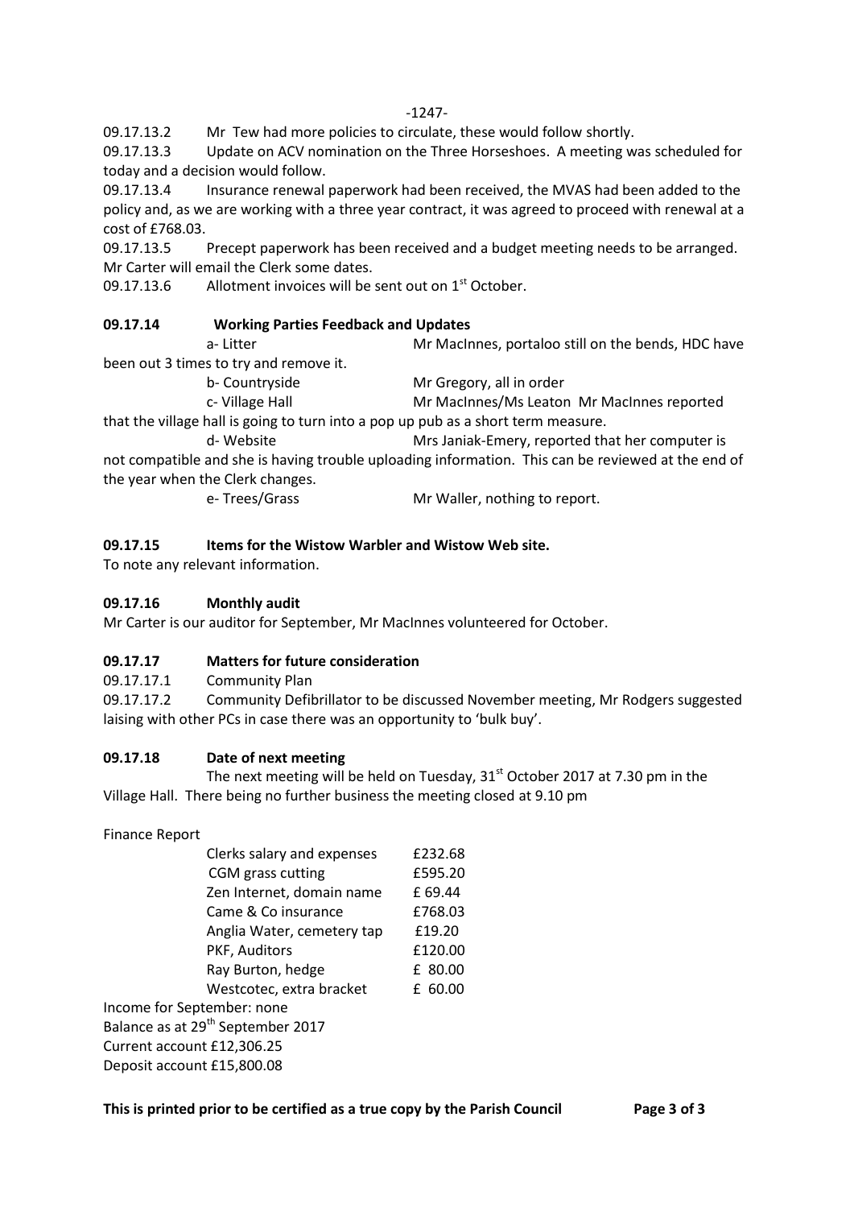09.17.13.2 Mr Tew had more policies to circulate, these would follow shortly.

09.17.13.3 Update on ACV nomination on the Three Horseshoes. A meeting was scheduled for today and a decision would follow.

09.17.13.4 Insurance renewal paperwork had been received, the MVAS had been added to the policy and, as we are working with a three year contract, it was agreed to proceed with renewal at a cost of £768.03.

09.17.13.5 Precept paperwork has been received and a budget meeting needs to be arranged. Mr Carter will email the Clerk some dates.

09.17.13.6 Allotment invoices will be sent out on 1st October.

**09.17.14 Working Parties Feedback and Updates**

a- Litter — Mr MacInnes, portaloo still on the bends, HDC have been out 3 times to try and remove it.

b- Countryside — Mr Gregory, all in order

c- Village Hall — Mr MacInnes/Ms Leaton Mr MacInnes reported that the village hall is going to turn into a pop up pub as a short term measure.

d- Website — Mrs Janiak-Emery, reported that her computer is not compatible and she is having trouble uploading information. This can be reviewed at the end of the year when the Clerk changes.

e- Trees/Grass — Mr Waller, nothing to report.

**09.17.15 Items for the Wistow Warbler and Wistow Web site.**

To note any relevant information.

**09.17.16 Monthly audit**

Mr Carter is our auditor for September, Mr MacInnes volunteered for October.

**09.17.17 Matters for future consideration**

09.17.17.1 Community Plan

09.17.17.2 Community Defibrillator to be discussed November meeting, Mr Rodgers suggested laising with other PCs in case there was an opportunity to 'bulk buy'.

**09.17.18 Date of next meeting**

The next meeting will be held on Tuesday, 31st October 2017 at 7.30 pm in the Village Hall. There being no further business the meeting closed at 9.10 pm

Finance Report

| | |
|---|---|
| Clerks salary and expenses | £232.68 |
| CGM grass cutting | £595.20 |
| Zen Internet, domain name | £ 69.44 |
| Came & Co insurance | £768.03 |
| Anglia Water, cemetery tap | £19.20 |
| PKF, Auditors | £120.00 |
| Ray Burton, hedge | £ 80.00 |
| Westcotec, extra bracket | £ 60.00 |

Income for September: none

Balance as at 29th September 2017

Current account £12,306.25

Deposit account £15,800.08

**This is printed prior to be certified as a true copy by the Parish Council**